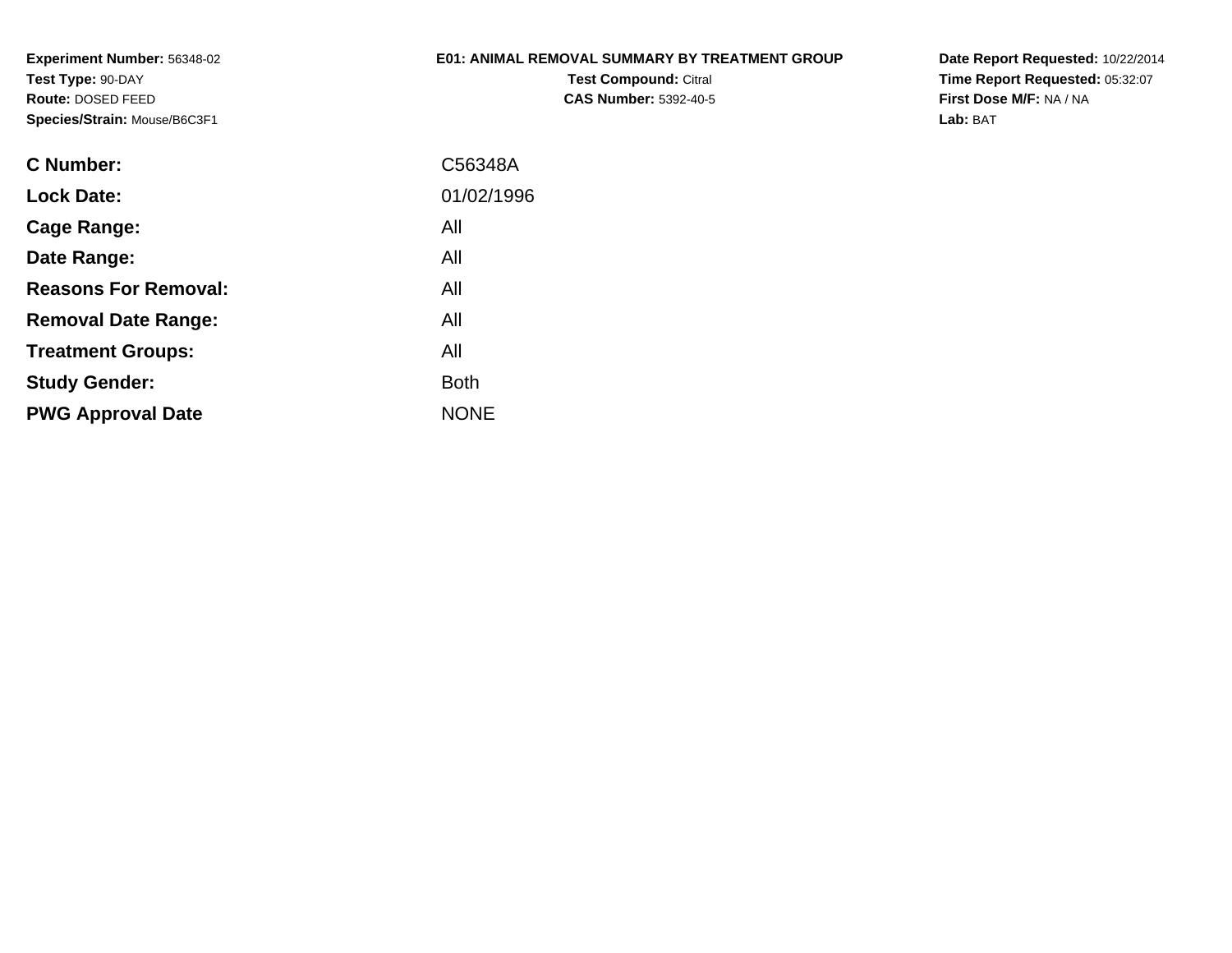**Experiment Number:** 56348-02
**Test Type:** 90-DAY
**Route:** DOSED FEED
**Species/Strain:** Mouse/B6C3F1

**E01: ANIMAL REMOVAL SUMMARY BY TREATMENT GROUP**
**Test Compound:** Citral
**CAS Number:** 5392-40-5

**Date Report Requested:** 10/22/2014
**Time Report Requested:** 05:32:07
**First Dose M/F:** NA / NA
**Lab:** BAT

| | |
|---|---|
| **C Number:** | C56348A |
| **Lock Date:** | 01/02/1996 |
| **Cage Range:** | All |
| **Date Range:** | All |
| **Reasons For Removal:** | All |
| **Removal Date Range:** | All |
| **Treatment Groups:** | All |
| **Study Gender:** | Both |
| **PWG Approval Date** | NONE |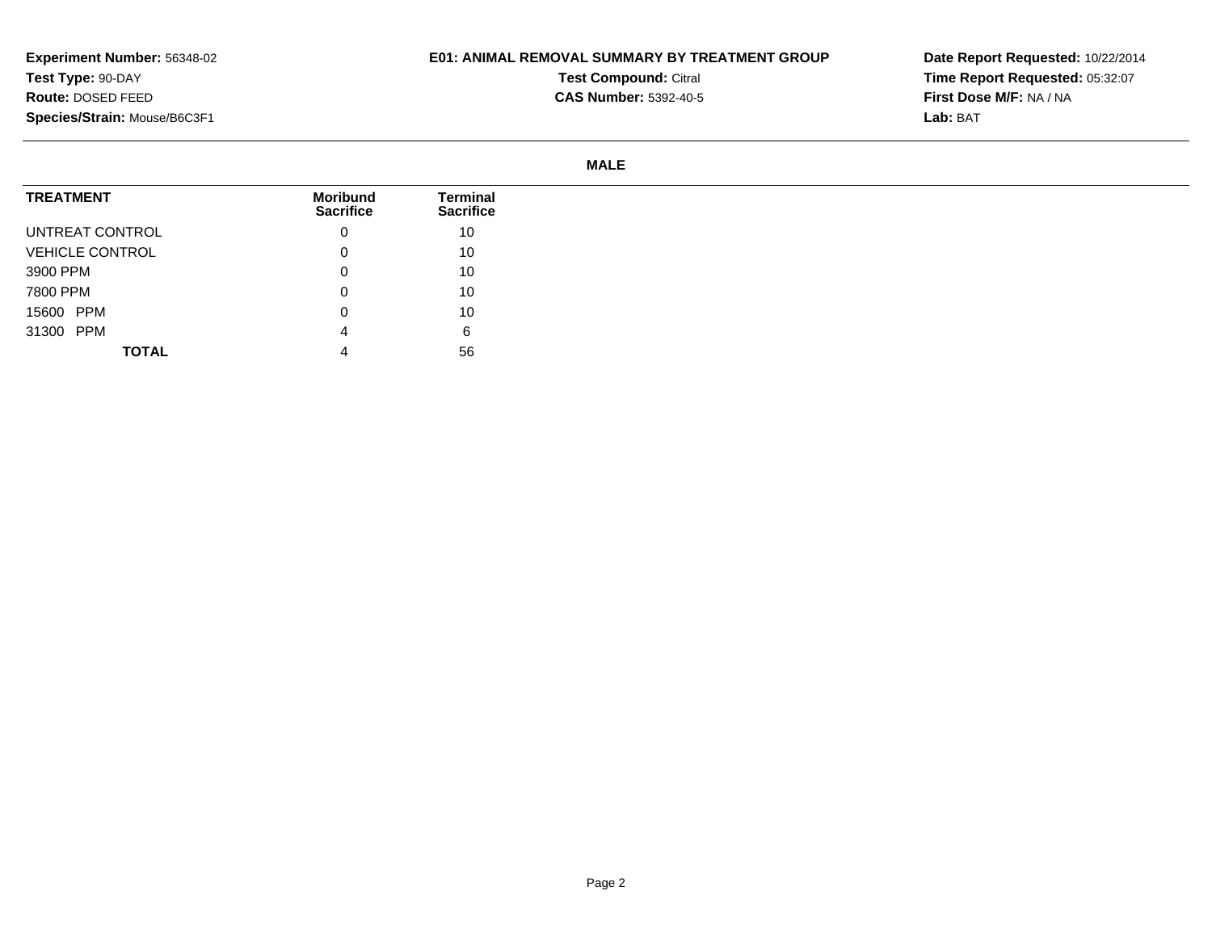**Experiment Number:** 56348-02
**Test Type:** 90-DAY
**Route:** DOSED FEED
**Species/Strain:** Mouse/B6C3F1

**E01: ANIMAL REMOVAL SUMMARY BY TREATMENT GROUP**
**Test Compound:** Citral
**CAS Number:** 5392-40-5

**Date Report Requested:** 10/22/2014
**Time Report Requested:** 05:32:07
**First Dose M/F:** NA / NA
**Lab:** BAT

**MALE**

| TREATMENT | Moribund Sacrifice | Terminal Sacrifice |
|---|---|---|
| UNTREAT CONTROL | 0 | 10 |
| VEHICLE CONTROL | 0 | 10 |
| 3900 PPM | 0 | 10 |
| 7800 PPM | 0 | 10 |
| 15600 PPM | 0 | 10 |
| 31300 PPM | 4 | 6 |
| **TOTAL** | 4 | 56 |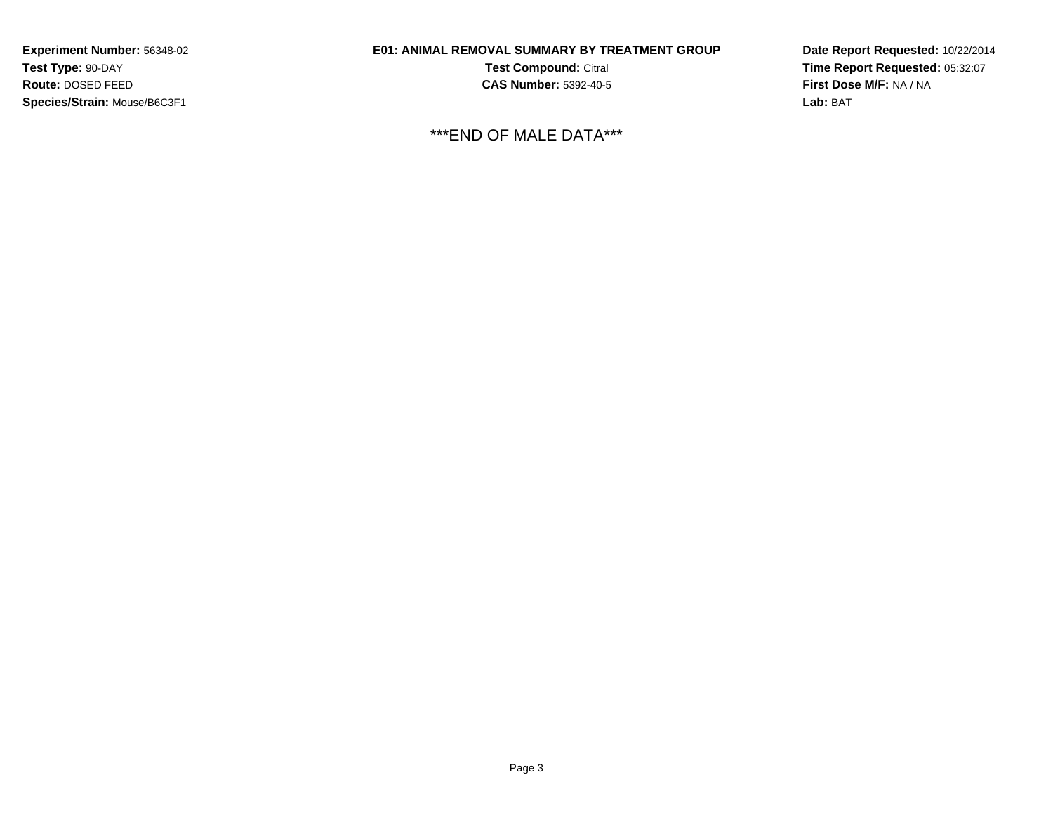**Experiment Number:** 56348-02
**Test Type:** 90-DAY
**Route:** DOSED FEED
**Species/Strain:** Mouse/B6C3F1

**E01: ANIMAL REMOVAL SUMMARY BY TREATMENT GROUP**
**Test Compound:** Citral
**CAS Number:** 5392-40-5

**Date Report Requested:** 10/22/2014
**Time Report Requested:** 05:32:07
**First Dose M/F:** NA / NA
**Lab:** BAT

***END OF MALE DATA***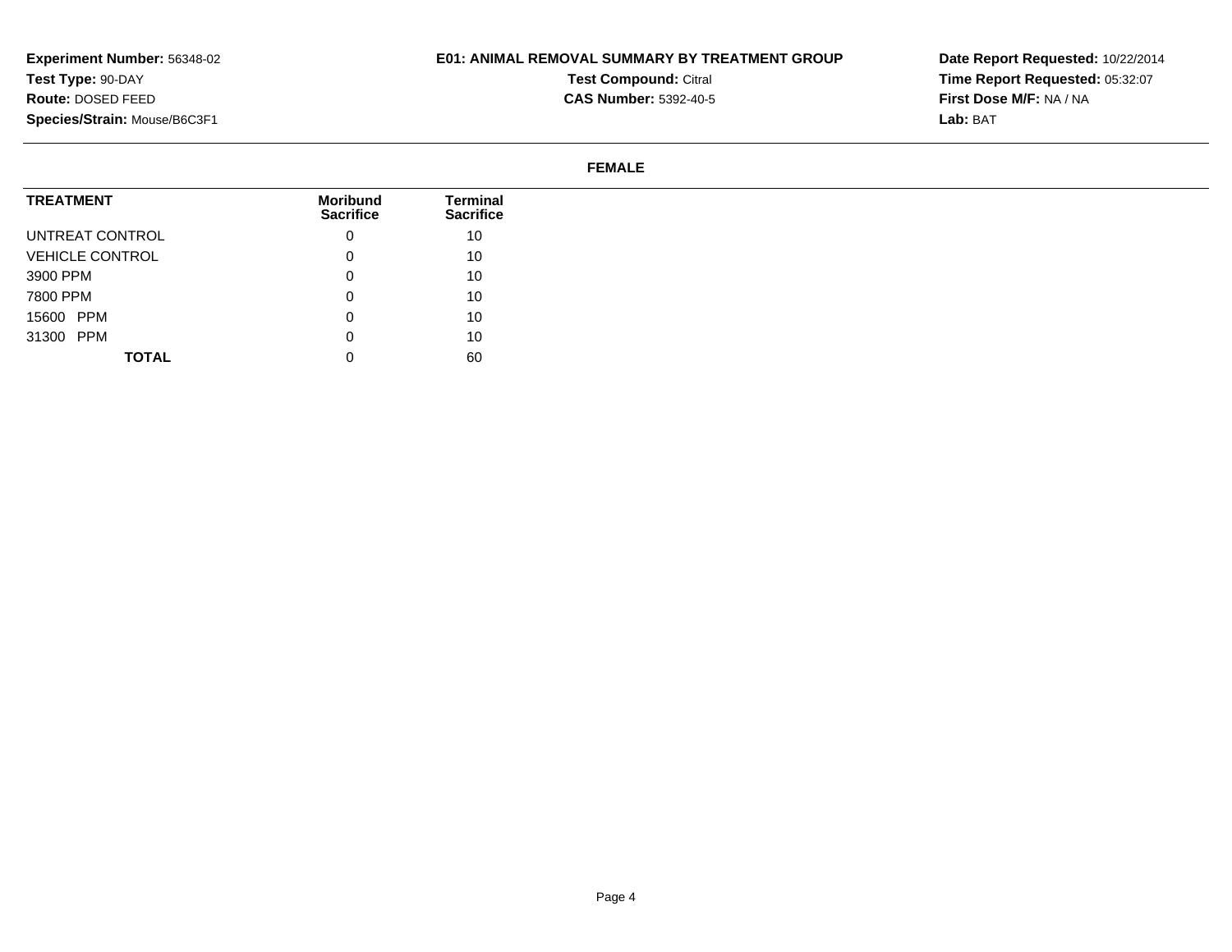**Experiment Number:** 56348-02
**Test Type:** 90-DAY
**Route:** DOSED FEED
**Species/Strain:** Mouse/B6C3F1

**E01: ANIMAL REMOVAL SUMMARY BY TREATMENT GROUP**
**Test Compound:** Citral
**CAS Number:** 5392-40-5

**Date Report Requested:** 10/22/2014
**Time Report Requested:** 05:32:07
**First Dose M/F:** NA / NA
**Lab:** BAT

**FEMALE**

| TREATMENT | Moribund Sacrifice | Terminal Sacrifice |
|---|---|---|
| UNTREAT CONTROL | 0 | 10 |
| VEHICLE CONTROL | 0 | 10 |
| 3900 PPM | 0 | 10 |
| 7800 PPM | 0 | 10 |
| 15600 PPM | 0 | 10 |
| 31300 PPM | 0 | 10 |
| **TOTAL** | 0 | 60 |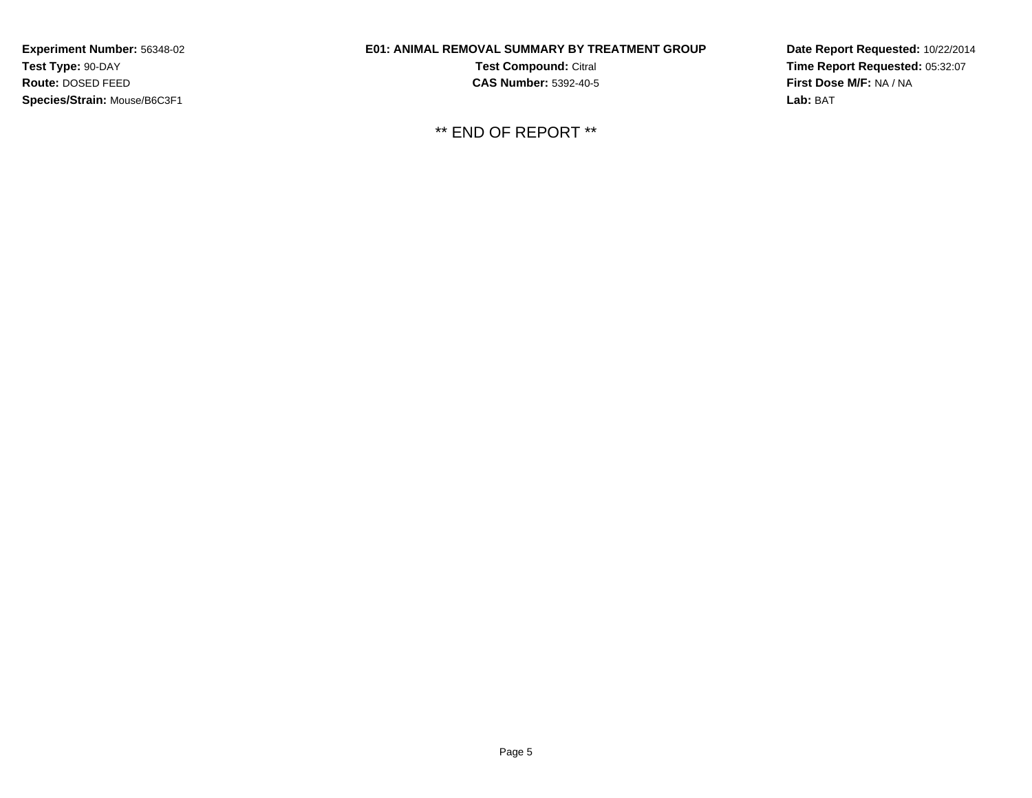** END OF REPORT **